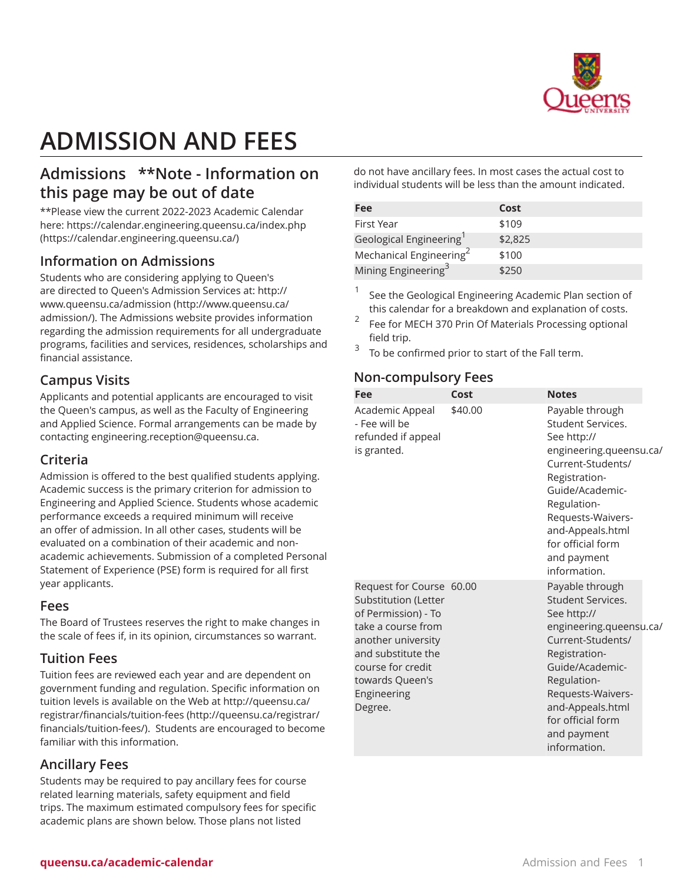# ADMISSION AND FEES

## Admissions **Note - Information on this page may be out of date

**Please view the current 2022-2023 Academic Calendar here: https://calendar.engineering.queensu.ca/index.php (https://calendar.engineering.queensu.ca/)

### Information on Admissions

Students who are considering applying to Queen's are directed to Queen's Admission Services at: http://www.queensu.ca/admission (http://www.queensu.ca/admission/). The Admissions website provides information regarding the admission requirements for all undergraduate programs, facilities and services, residences, scholarships and financial assistance.

### Campus Visits

Applicants and potential applicants are encouraged to visit the Queen's campus, as well as the Faculty of Engineering and Applied Science. Formal arrangements can be made by contacting engineering.reception@queensu.ca.

### Criteria

Admission is offered to the best qualified students applying. Academic success is the primary criterion for admission to Engineering and Applied Science. Students whose academic performance exceeds a required minimum will receive an offer of admission. In all other cases, students will be evaluated on a combination of their academic and non-academic achievements. Submission of a completed Personal Statement of Experience (PSE) form is required for all first year applicants.

### Fees

The Board of Trustees reserves the right to make changes in the scale of fees if, in its opinion, circumstances so warrant.

### Tuition Fees

Tuition fees are reviewed each year and are dependent on government funding and regulation. Specific information on tuition levels is available on the Web at http://queensu.ca/registrar/financials/tuition-fees (http://queensu.ca/registrar/financials/tuition-fees/). Students are encouraged to become familiar with this information.

### Ancillary Fees

Students may be required to pay ancillary fees for course related learning materials, safety equipment and field trips. The maximum estimated compulsory fees for specific academic plans are shown below. Those plans not listed do not have ancillary fees. In most cases the actual cost to individual students will be less than the amount indicated.

| Fee | Cost |
|---|---|
| First Year | $109 |
| Geological Engineering[1] | $2,825 |
| Mechanical Engineering[2] | $100 |
| Mining Engineering[3] | $250 |

1. See the Geological Engineering Academic Plan section of this calendar for a breakdown and explanation of costs.
2. Fee for MECH 370 Prin Of Materials Processing optional field trip.
3. To be confirmed prior to start of the Fall term.

### Non-compulsory Fees

| Fee | Cost | Notes |
|---|---|---|
| Academic Appeal - Fee will be refunded if appeal is granted. | $40.00 | Payable through Student Services. See http://engineering.queensu.ca/Current-Students/Registration-Guide/Academic-Regulation-Requests-Waivers-and-Appeals.html for official form and payment information. |
| Request for Course Substitution (Letter of Permission) - To take a course from another university and substitute the course for credit towards Queen's Engineering Degree. | 60.00 | Payable through Student Services. See http://engineering.queensu.ca/Current-Students/Registration-Guide/Academic-Regulation-Requests-Waivers-and-Appeals.html for official form and payment information. |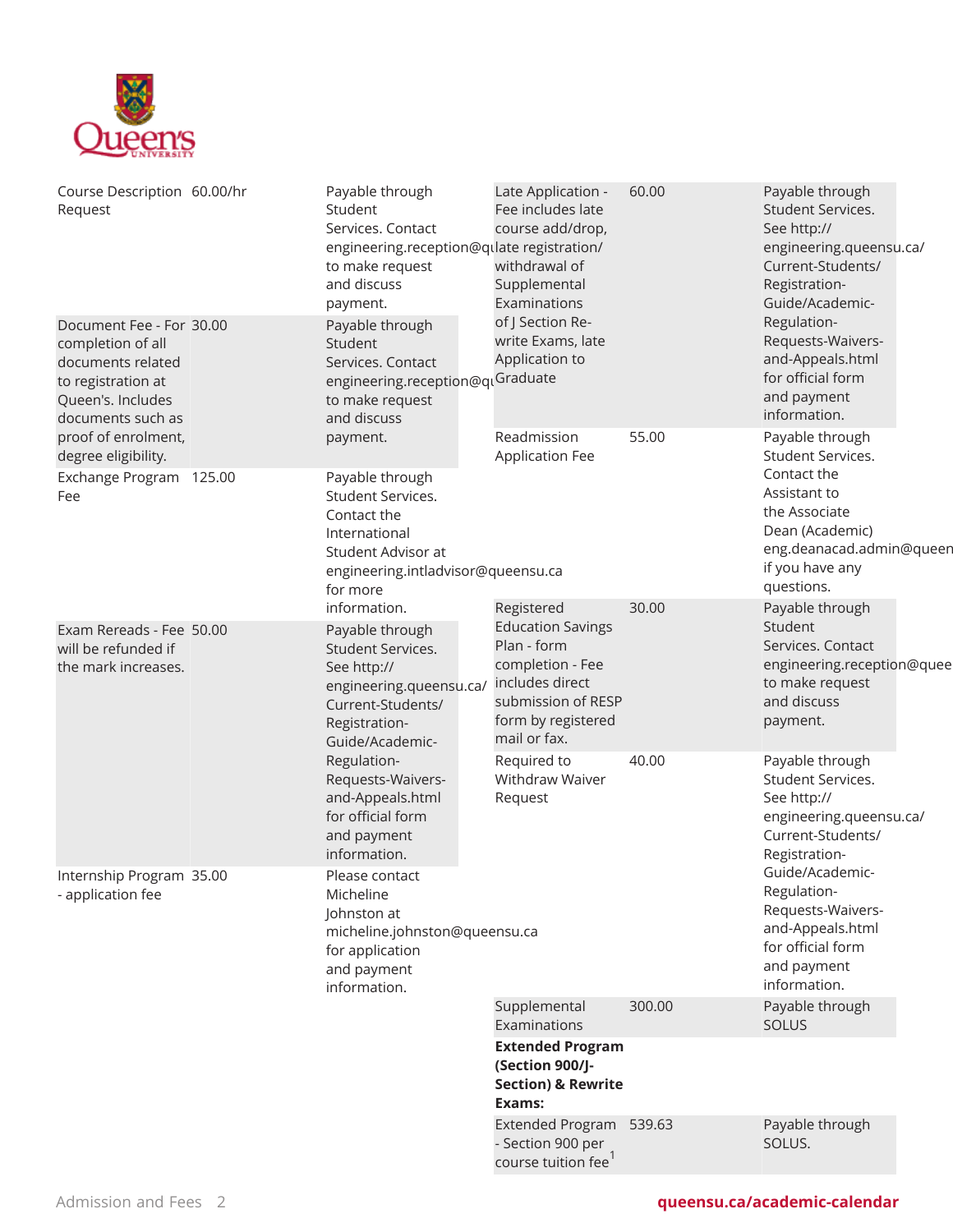| | | |
|---|---|---|
| Course Description Request | 60.00/hr | Payable through Student Services. Contact engineering.reception@queensu.ca to make request and discuss payment. |
| Document Fee - For completion of all documents related to registration at Queen's. Includes documents such as proof of enrolment, degree eligibility. | 30.00 | Payable through Student Services. Contact engineering.reception@queensu.ca to make request and discuss payment. |
| Exchange Program Fee | 125.00 | Payable through Student Services. Contact the International Student Advisor at engineering.intladvisor@queensu.ca for more information. |
| Exam Rereads - Fee will be refunded if the mark increases. | 50.00 | Payable through Student Services. See http://engineering.queensu.ca/Current-Students/Registration-Guide/Academic-Regulation-Requests-Waivers-and-Appeals.html for official form and payment information. |
| Internship Program - application fee | 35.00 | Please contact Micheline Johnston at micheline.johnston@queensu.ca for application and payment information. |
| Late Application - Fee includes late course add/drop, late registration/withdrawal of Supplemental Examinations of J Section Re-write Exams, late Application to Graduate | 60.00 | Payable through Student Services. See http://engineering.queensu.ca/Current-Students/Registration-Guide/Academic-Regulation-Requests-Waivers-and-Appeals.html for official form and payment information. |
| Readmission Application Fee | 55.00 | Payable through Student Services. Contact the Assistant to the Associate Dean (Academic) eng.deanacad.admin@queensu.ca if you have any questions. |
| Registered Education Savings Plan - form completion - Fee includes direct submission of RESP form by registered mail or fax. | 30.00 | Payable through Student Services. Contact engineering.reception@queensu.ca to make request and discuss payment. |
| Required to Withdraw Waiver Request | 40.00 | Payable through Student Services. See http://engineering.queensu.ca/Current-Students/Registration-Guide/Academic-Regulation-Requests-Waivers-and-Appeals.html for official form and payment information. |
| Supplemental Examinations | 300.00 | Payable through SOLUS |
| **Extended Program (Section 900/J-Section) & Rewrite Exams:** | | |
| Extended Program - Section 900 per course tuition fee[1] | 539.63 | Payable through SOLUS. |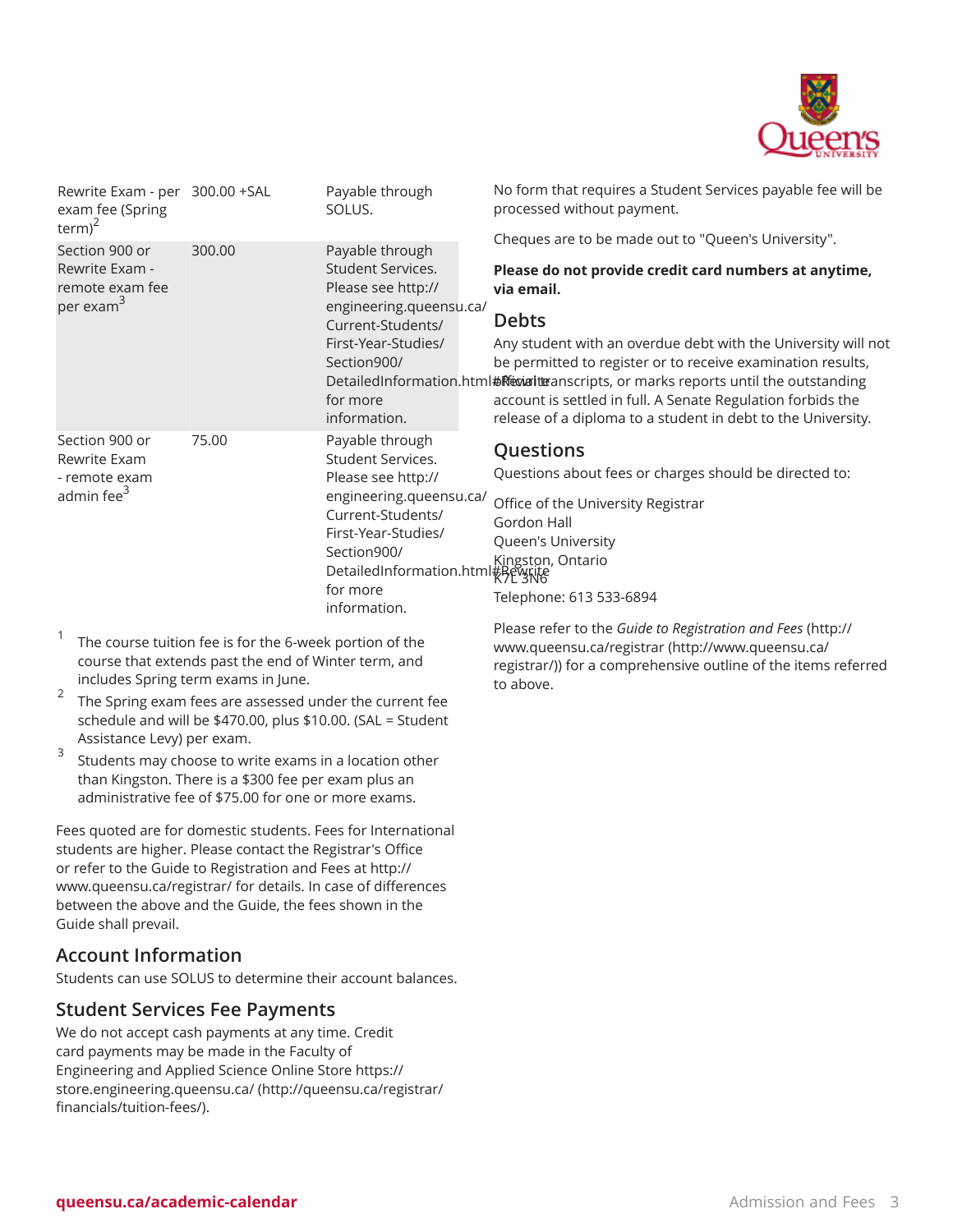| | | |
|---|---|---|
| Rewrite Exam - per exam fee (Spring term)[2] | 300.00 +SAL | Payable through SOLUS. |
| Section 900 or Rewrite Exam - remote exam fee per exam[3] | 300.00 | Payable through Student Services. Please see http://engineering.queensu.ca/Current-Students/First-Year-Studies/Section900/DetailedInformation.html#Rewrite for more information. |
| Section 900 or Rewrite Exam - remote exam admin fee[3] | 75.00 | Payable through Student Services. Please see http://engineering.queensu.ca/Current-Students/First-Year-Studies/Section900/DetailedInformation.html#Rewrite for more information. |

1. The course tuition fee is for the 6-week portion of the course that extends past the end of Winter term, and includes Spring term exams in June.
2. The Spring exam fees are assessed under the current fee schedule and will be $470.00, plus $10.00. (SAL = Student Assistance Levy) per exam.
3. Students may choose to write exams in a location other than Kingston. There is a $300 fee per exam plus an administrative fee of $75.00 for one or more exams.

Fees quoted are for domestic students. Fees for International students are higher. Please contact the Registrar's Office or refer to the Guide to Registration and Fees at http://www.queensu.ca/registrar/ for details. In case of differences between the above and the Guide, the fees shown in the Guide shall prevail.

## Account Information

Students can use SOLUS to determine their account balances.

## Student Services Fee Payments

We do not accept cash payments at any time. Credit card payments may be made in the Faculty of Engineering and Applied Science Online Store https://store.engineering.queensu.ca/ (http://queensu.ca/registrar/financials/tuition-fees/).

No form that requires a Student Services payable fee will be processed without payment.

Cheques are to be made out to "Queen's University".

**Please do not provide credit card numbers at anytime, via email.**

## Debts

Any student with an overdue debt with the University will not be permitted to register or to receive examination results, official transcripts, or marks reports until the outstanding account is settled in full. A Senate Regulation forbids the release of a diploma to a student in debt to the University.

## Questions

Questions about fees or charges should be directed to:

Office of the University Registrar
Gordon Hall
Queen's University
Kingston, Ontario
K7L 3N6
Telephone: 613 533-6894

Please refer to the *Guide to Registration and Fees* (http://www.queensu.ca/registrar (http://www.queensu.ca/registrar/)) for a comprehensive outline of the items referred to above.